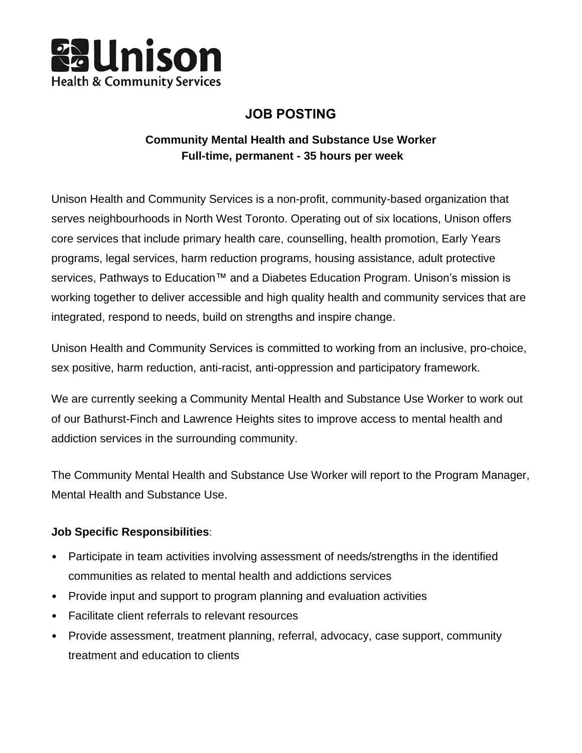Unison
Health & Community Services

# JOB POSTING

## Community Mental Health and Substance Use Worker
**Full-time, permanent - 35 hours per week**

Unison Health and Community Services is a non-profit, community-based organization that serves neighbourhoods in North West Toronto. Operating out of six locations, Unison offers core services that include primary health care, counselling, health promotion, Early Years programs, legal services, harm reduction programs, housing assistance, adult protective services, Pathways to Education™ and a Diabetes Education Program. Unison's mission is working together to deliver accessible and high quality health and community services that are integrated, respond to needs, build on strengths and inspire change.

Unison Health and Community Services is committed to working from an inclusive, pro-choice, sex positive, harm reduction, anti-racist, anti-oppression and participatory framework.

We are currently seeking a Community Mental Health and Substance Use Worker to work out of our Bathurst-Finch and Lawrence Heights sites to improve access to mental health and addiction services in the surrounding community.

The Community Mental Health and Substance Use Worker will report to the Program Manager, Mental Health and Substance Use.

**Job Specific Responsibilities**:

- Participate in team activities involving assessment of needs/strengths in the identified communities as related to mental health and addictions services
- Provide input and support to program planning and evaluation activities
- Facilitate client referrals to relevant resources
- Provide assessment, treatment planning, referral, advocacy, case support, community treatment and education to clients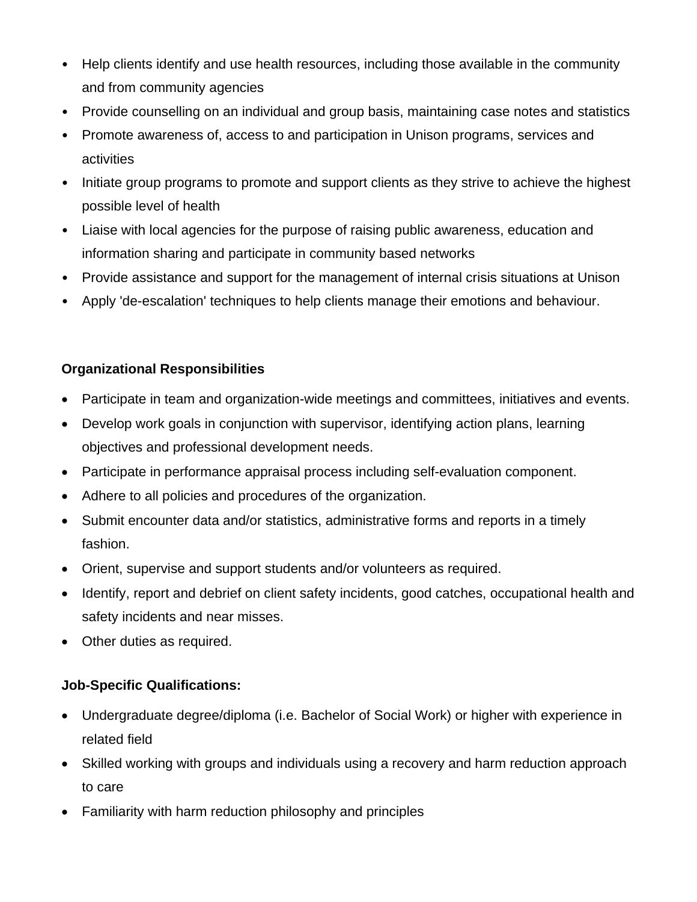- Help clients identify and use health resources, including those available in the community and from community agencies
- Provide counselling on an individual and group basis, maintaining case notes and statistics
- Promote awareness of, access to and participation in Unison programs, services and activities
- Initiate group programs to promote and support clients as they strive to achieve the highest possible level of health
- Liaise with local agencies for the purpose of raising public awareness, education and information sharing and participate in community based networks
- Provide assistance and support for the management of internal crisis situations at Unison
- Apply 'de-escalation' techniques to help clients manage their emotions and behaviour.

**Organizational Responsibilities**

- Participate in team and organization-wide meetings and committees, initiatives and events.
- Develop work goals in conjunction with supervisor, identifying action plans, learning objectives and professional development needs.
- Participate in performance appraisal process including self-evaluation component.
- Adhere to all policies and procedures of the organization.
- Submit encounter data and/or statistics, administrative forms and reports in a timely fashion.
- Orient, supervise and support students and/or volunteers as required.
- Identify, report and debrief on client safety incidents, good catches, occupational health and safety incidents and near misses.
- Other duties as required.

**Job-Specific Qualifications:**

- Undergraduate degree/diploma (i.e. Bachelor of Social Work) or higher with experience in related field
- Skilled working with groups and individuals using a recovery and harm reduction approach to care
- Familiarity with harm reduction philosophy and principles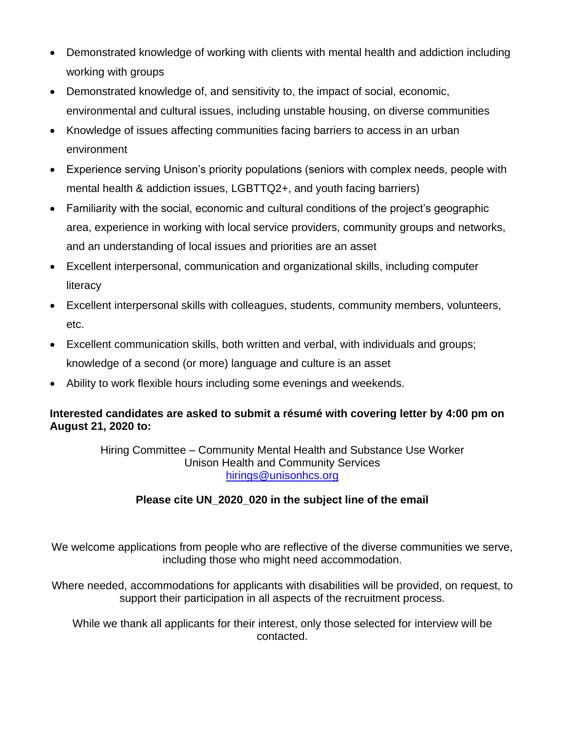- Demonstrated knowledge of working with clients with mental health and addiction including working with groups
- Demonstrated knowledge of, and sensitivity to, the impact of social, economic, environmental and cultural issues, including unstable housing, on diverse communities
- Knowledge of issues affecting communities facing barriers to access in an urban environment
- Experience serving Unison's priority populations (seniors with complex needs, people with mental health & addiction issues, LGBTTQ2+, and youth facing barriers)
- Familiarity with the social, economic and cultural conditions of the project's geographic area, experience in working with local service providers, community groups and networks, and an understanding of local issues and priorities are an asset
- Excellent interpersonal, communication and organizational skills, including computer literacy
- Excellent interpersonal skills with colleagues, students, community members, volunteers, etc.
- Excellent communication skills, both written and verbal, with individuals and groups; knowledge of a second (or more) language and culture is an asset
- Ability to work flexible hours including some evenings and weekends.

**Interested candidates are asked to submit a résumé with covering letter by 4:00 pm on August 21, 2020 to:**

Hiring Committee – Community Mental Health and Substance Use Worker
Unison Health and Community Services
hirings@unisonhcs.org

**Please cite UN_2020_020 in the subject line of the email**

We welcome applications from people who are reflective of the diverse communities we serve, including those who might need accommodation.

Where needed, accommodations for applicants with disabilities will be provided, on request, to support their participation in all aspects of the recruitment process.

While we thank all applicants for their interest, only those selected for interview will be contacted.